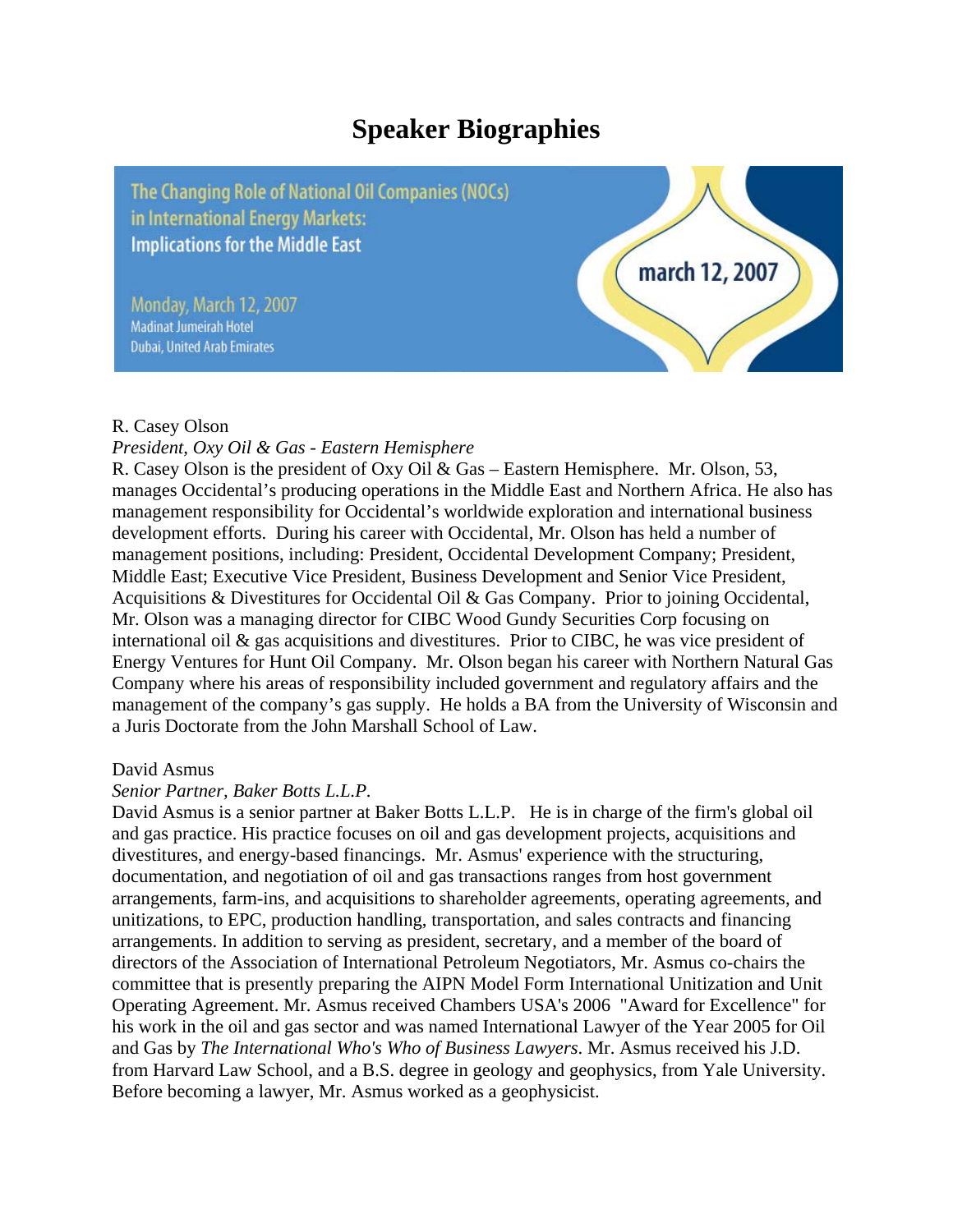# Speaker Biographies

The Changing Role of National Oil Companies (NOCs) in International Energy Markets: **Implications for the Middle East**

Monday, March 12, 2007
Madinat Jumeirah Hotel
Dubai, United Arab Emirates

march 12, 2007

R. Casey Olson
*President, Oxy Oil & Gas - Eastern Hemisphere*
R. Casey Olson is the president of Oxy Oil & Gas – Eastern Hemisphere. Mr. Olson, 53, manages Occidental's producing operations in the Middle East and Northern Africa. He also has management responsibility for Occidental's worldwide exploration and international business development efforts. During his career with Occidental, Mr. Olson has held a number of management positions, including: President, Occidental Development Company; President, Middle East; Executive Vice President, Business Development and Senior Vice President, Acquisitions & Divestitures for Occidental Oil & Gas Company. Prior to joining Occidental, Mr. Olson was a managing director for CIBC Wood Gundy Securities Corp focusing on international oil & gas acquisitions and divestitures. Prior to CIBC, he was vice president of Energy Ventures for Hunt Oil Company. Mr. Olson began his career with Northern Natural Gas Company where his areas of responsibility included government and regulatory affairs and the management of the company's gas supply. He holds a BA from the University of Wisconsin and a Juris Doctorate from the John Marshall School of Law.

David Asmus
*Senior Partner, Baker Botts L.L.P.*
David Asmus is a senior partner at Baker Botts L.L.P. He is in charge of the firm's global oil and gas practice. His practice focuses on oil and gas development projects, acquisitions and divestitures, and energy-based financings. Mr. Asmus' experience with the structuring, documentation, and negotiation of oil and gas transactions ranges from host government arrangements, farm-ins, and acquisitions to shareholder agreements, operating agreements, and unitizations, to EPC, production handling, transportation, and sales contracts and financing arrangements. In addition to serving as president, secretary, and a member of the board of directors of the Association of International Petroleum Negotiators, Mr. Asmus co-chairs the committee that is presently preparing the AIPN Model Form International Unitization and Unit Operating Agreement. Mr. Asmus received Chambers USA's 2006 "Award for Excellence" for his work in the oil and gas sector and was named International Lawyer of the Year 2005 for Oil and Gas by *The International Who's Who of Business Lawyers*. Mr. Asmus received his J.D. from Harvard Law School, and a B.S. degree in geology and geophysics, from Yale University. Before becoming a lawyer, Mr. Asmus worked as a geophysicist.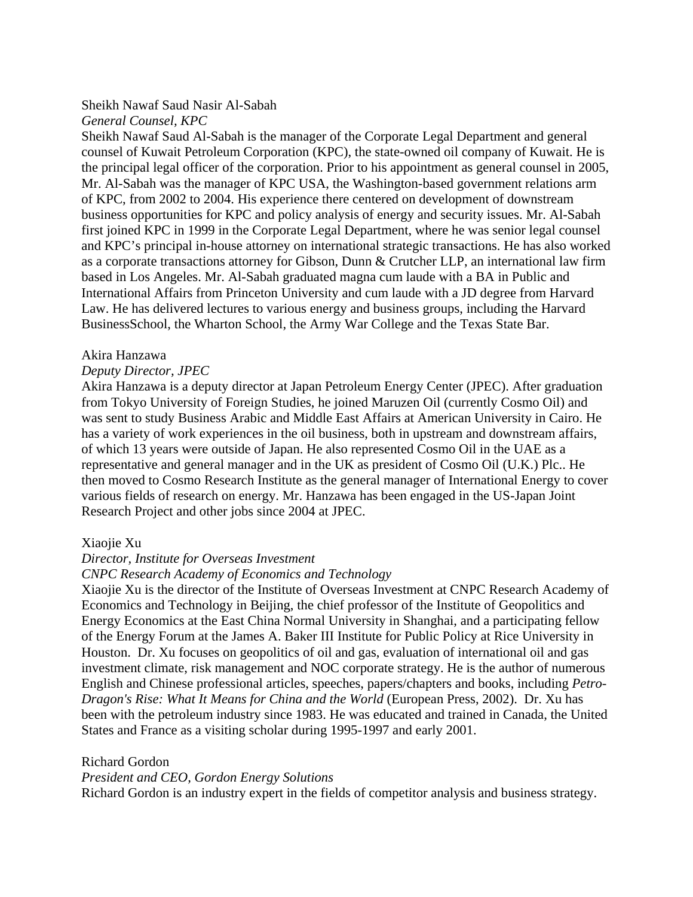Sheikh Nawaf Saud Nasir Al-Sabah

*General Counsel, KPC*

Sheikh Nawaf Saud Al-Sabah is the manager of the Corporate Legal Department and general counsel of Kuwait Petroleum Corporation (KPC), the state-owned oil company of Kuwait. He is the principal legal officer of the corporation. Prior to his appointment as general counsel in 2005, Mr. Al-Sabah was the manager of KPC USA, the Washington-based government relations arm of KPC, from 2002 to 2004. His experience there centered on development of downstream business opportunities for KPC and policy analysis of energy and security issues. Mr. Al-Sabah first joined KPC in 1999 in the Corporate Legal Department, where he was senior legal counsel and KPC's principal in-house attorney on international strategic transactions. He has also worked as a corporate transactions attorney for Gibson, Dunn & Crutcher LLP, an international law firm based in Los Angeles. Mr. Al-Sabah graduated magna cum laude with a BA in Public and International Affairs from Princeton University and cum laude with a JD degree from Harvard Law. He has delivered lectures to various energy and business groups, including the Harvard BusinessSchool, the Wharton School, the Army War College and the Texas State Bar.

Akira Hanzawa

*Deputy Director, JPEC*

Akira Hanzawa is a deputy director at Japan Petroleum Energy Center (JPEC). After graduation from Tokyo University of Foreign Studies, he joined Maruzen Oil (currently Cosmo Oil) and was sent to study Business Arabic and Middle East Affairs at American University in Cairo. He has a variety of work experiences in the oil business, both in upstream and downstream affairs, of which 13 years were outside of Japan. He also represented Cosmo Oil in the UAE as a representative and general manager and in the UK as president of Cosmo Oil (U.K.) Plc.. He then moved to Cosmo Research Institute as the general manager of International Energy to cover various fields of research on energy. Mr. Hanzawa has been engaged in the US-Japan Joint Research Project and other jobs since 2004 at JPEC.

Xiaojie Xu

*Director, Institute for Overseas Investment*

*CNPC Research Academy of Economics and Technology*

Xiaojie Xu is the director of the Institute of Overseas Investment at CNPC Research Academy of Economics and Technology in Beijing, the chief professor of the Institute of Geopolitics and Energy Economics at the East China Normal University in Shanghai, and a participating fellow of the Energy Forum at the James A. Baker III Institute for Public Policy at Rice University in Houston. Dr. Xu focuses on geopolitics of oil and gas, evaluation of international oil and gas investment climate, risk management and NOC corporate strategy. He is the author of numerous English and Chinese professional articles, speeches, papers/chapters and books, including *Petro-Dragon's Rise: What It Means for China and the World* (European Press, 2002). Dr. Xu has been with the petroleum industry since 1983. He was educated and trained in Canada, the United States and France as a visiting scholar during 1995-1997 and early 2001.

Richard Gordon

*President and CEO, Gordon Energy Solutions*

Richard Gordon is an industry expert in the fields of competitor analysis and business strategy.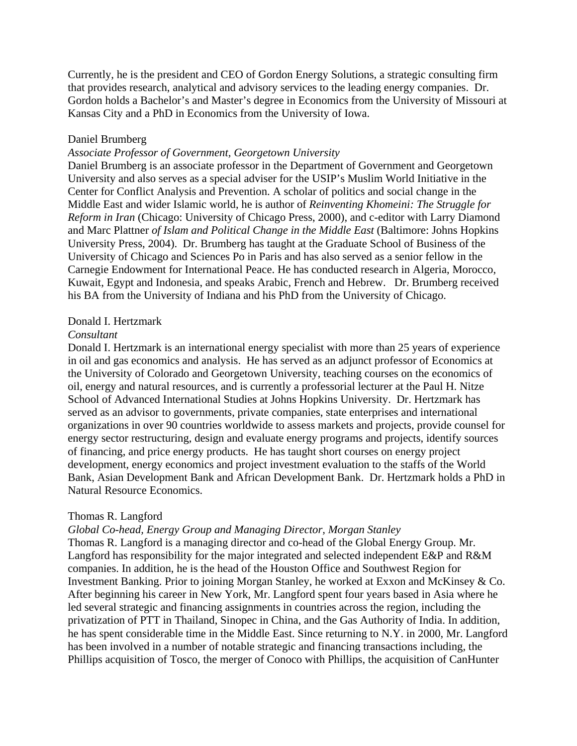Currently, he is the president and CEO of Gordon Energy Solutions, a strategic consulting firm that provides research, analytical and advisory services to the leading energy companies. Dr. Gordon holds a Bachelor's and Master's degree in Economics from the University of Missouri at Kansas City and a PhD in Economics from the University of Iowa.

Daniel Brumberg

*Associate Professor of Government, Georgetown University*

Daniel Brumberg is an associate professor in the Department of Government and Georgetown University and also serves as a special adviser for the USIP's Muslim World Initiative in the Center for Conflict Analysis and Prevention. A scholar of politics and social change in the Middle East and wider Islamic world, he is author of *Reinventing Khomeini: The Struggle for Reform in Iran* (Chicago: University of Chicago Press, 2000), and c-editor with Larry Diamond and Marc Plattner *of Islam and Political Change in the Middle East* (Baltimore: Johns Hopkins University Press, 2004). Dr. Brumberg has taught at the Graduate School of Business of the University of Chicago and Sciences Po in Paris and has also served as a senior fellow in the Carnegie Endowment for International Peace. He has conducted research in Algeria, Morocco, Kuwait, Egypt and Indonesia, and speaks Arabic, French and Hebrew. Dr. Brumberg received his BA from the University of Indiana and his PhD from the University of Chicago.

Donald I. Hertzmark

*Consultant*

Donald I. Hertzmark is an international energy specialist with more than 25 years of experience in oil and gas economics and analysis. He has served as an adjunct professor of Economics at the University of Colorado and Georgetown University, teaching courses on the economics of oil, energy and natural resources, and is currently a professorial lecturer at the Paul H. Nitze School of Advanced International Studies at Johns Hopkins University. Dr. Hertzmark has served as an advisor to governments, private companies, state enterprises and international organizations in over 90 countries worldwide to assess markets and projects, provide counsel for energy sector restructuring, design and evaluate energy programs and projects, identify sources of financing, and price energy products. He has taught short courses on energy project development, energy economics and project investment evaluation to the staffs of the World Bank, Asian Development Bank and African Development Bank. Dr. Hertzmark holds a PhD in Natural Resource Economics.

Thomas R. Langford

*Global Co-head, Energy Group and Managing Director, Morgan Stanley*

Thomas R. Langford is a managing director and co-head of the Global Energy Group. Mr. Langford has responsibility for the major integrated and selected independent E&P and R&M companies. In addition, he is the head of the Houston Office and Southwest Region for Investment Banking. Prior to joining Morgan Stanley, he worked at Exxon and McKinsey & Co. After beginning his career in New York, Mr. Langford spent four years based in Asia where he led several strategic and financing assignments in countries across the region, including the privatization of PTT in Thailand, Sinopec in China, and the Gas Authority of India. In addition, he has spent considerable time in the Middle East. Since returning to N.Y. in 2000, Mr. Langford has been involved in a number of notable strategic and financing transactions including, the Phillips acquisition of Tosco, the merger of Conoco with Phillips, the acquisition of CanHunter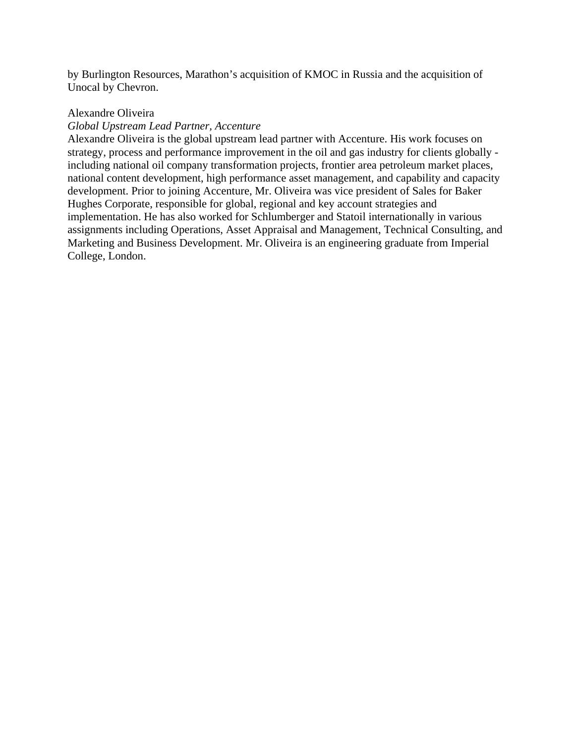by Burlington Resources, Marathon's acquisition of KMOC in Russia and the acquisition of Unocal by Chevron.

Alexandre Oliveira
*Global Upstream Lead Partner, Accenture*
Alexandre Oliveira is the global upstream lead partner with Accenture. His work focuses on strategy, process and performance improvement in the oil and gas industry for clients globally - including national oil company transformation projects, frontier area petroleum market places, national content development, high performance asset management, and capability and capacity development. Prior to joining Accenture, Mr. Oliveira was vice president of Sales for Baker Hughes Corporate, responsible for global, regional and key account strategies and implementation. He has also worked for Schlumberger and Statoil internationally in various assignments including Operations, Asset Appraisal and Management, Technical Consulting, and Marketing and Business Development. Mr. Oliveira is an engineering graduate from Imperial College, London.